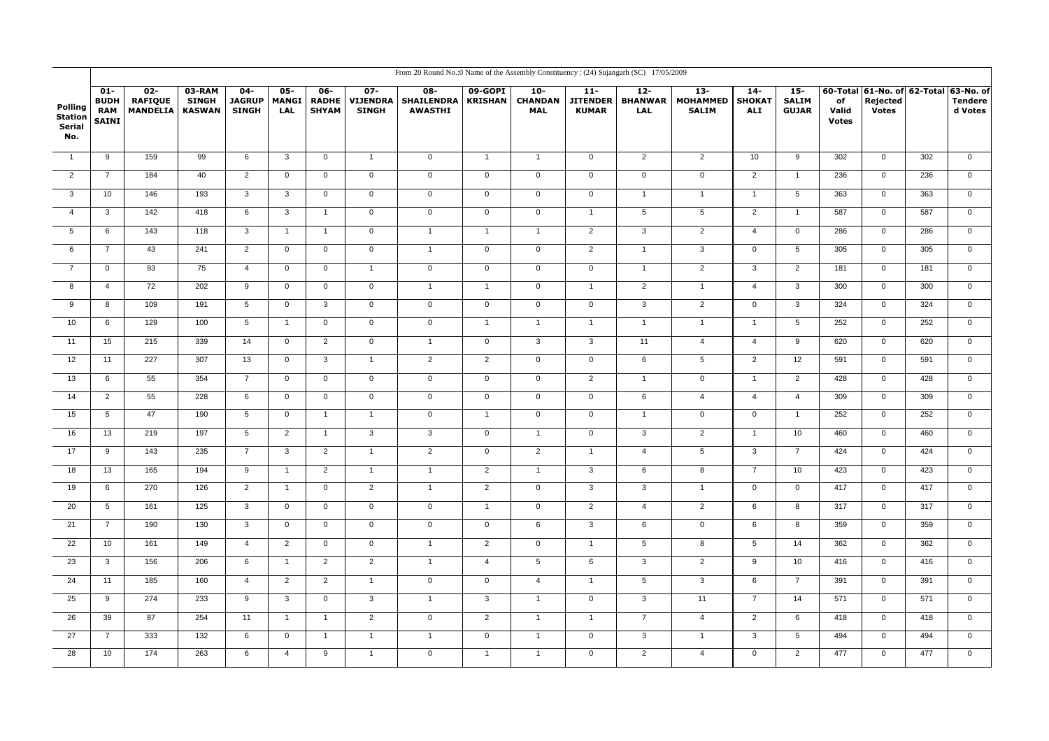| Polling Station Serial No. | From 20 Round No.:0 Name of the Assembly Constituency : (24) Sujangarh (SC) 17/05/2009 | | | | | | | | | | | | | | | | | | |
|---|---|---|---|---|---|---|---|---|---|---|---|---|---|---|---|---|---|---|---|
| | 01-BUDH RAM SAINI | 02-RAFIQUE MANDELIA | 03-RAM SINGH KASWAN | 04-JAGRUP SINGH | 05-MANGI LAL | 06-RADHE SHYAM | 07-VIJENDRA SINGH | 08-SHAILENDRA AWASTHI | 09-GOPI KRISHAN | 10-CHANDAN MAL | 11-JITENDER KUMAR | 12-BHANWAR LAL | 13-MOHAMMED SALIM | 14-SHOKAT ALI | 15-SALIM GUJAR | 60-Total of Valid Votes | 61-No. of Rejected Votes | 62-Total | 63-No. of Tendered Votes |
| 1 | 9 | 159 | 99 | 6 | 3 | 0 | 1 | 0 | 1 | 1 | 0 | 2 | 2 | 10 | 9 | 302 | 0 | 302 | 0 |
| 2 | 7 | 184 | 40 | 2 | 0 | 0 | 0 | 0 | 0 | 0 | 0 | 0 | 0 | 2 | 1 | 236 | 0 | 236 | 0 |
| 3 | 10 | 146 | 193 | 3 | 3 | 0 | 0 | 0 | 0 | 0 | 0 | 1 | 1 | 1 | 5 | 363 | 0 | 363 | 0 |
| 4 | 3 | 142 | 418 | 6 | 3 | 1 | 0 | 0 | 0 | 0 | 1 | 5 | 5 | 2 | 1 | 587 | 0 | 587 | 0 |
| 5 | 6 | 143 | 118 | 3 | 1 | 1 | 0 | 1 | 1 | 1 | 2 | 3 | 2 | 4 | 0 | 286 | 0 | 286 | 0 |
| 6 | 7 | 43 | 241 | 2 | 0 | 0 | 0 | 1 | 0 | 0 | 2 | 1 | 3 | 0 | 5 | 305 | 0 | 305 | 0 |
| 7 | 0 | 93 | 75 | 4 | 0 | 0 | 1 | 0 | 0 | 0 | 0 | 1 | 2 | 3 | 2 | 181 | 0 | 181 | 0 |
| 8 | 4 | 72 | 202 | 9 | 0 | 0 | 0 | 1 | 1 | 0 | 1 | 2 | 1 | 4 | 3 | 300 | 0 | 300 | 0 |
| 9 | 8 | 109 | 191 | 5 | 0 | 3 | 0 | 0 | 0 | 0 | 0 | 3 | 2 | 0 | 3 | 324 | 0 | 324 | 0 |
| 10 | 6 | 129 | 100 | 5 | 1 | 0 | 0 | 0 | 1 | 1 | 1 | 1 | 1 | 1 | 5 | 252 | 0 | 252 | 0 |
| 11 | 15 | 215 | 339 | 14 | 0 | 2 | 0 | 1 | 0 | 3 | 3 | 11 | 4 | 4 | 9 | 620 | 0 | 620 | 0 |
| 12 | 11 | 227 | 307 | 13 | 0 | 3 | 1 | 2 | 2 | 0 | 0 | 6 | 5 | 2 | 12 | 591 | 0 | 591 | 0 |
| 13 | 6 | 55 | 354 | 7 | 0 | 0 | 0 | 0 | 0 | 0 | 2 | 1 | 0 | 1 | 2 | 428 | 0 | 428 | 0 |
| 14 | 2 | 55 | 228 | 6 | 0 | 0 | 0 | 0 | 0 | 0 | 0 | 6 | 4 | 4 | 4 | 309 | 0 | 309 | 0 |
| 15 | 5 | 47 | 190 | 5 | 0 | 1 | 1 | 0 | 1 | 0 | 0 | 1 | 0 | 0 | 1 | 252 | 0 | 252 | 0 |
| 16 | 13 | 219 | 197 | 5 | 2 | 1 | 3 | 3 | 0 | 1 | 0 | 3 | 2 | 1 | 10 | 460 | 0 | 460 | 0 |
| 17 | 9 | 143 | 235 | 7 | 3 | 2 | 1 | 2 | 0 | 2 | 1 | 4 | 5 | 3 | 7 | 424 | 0 | 424 | 0 |
| 18 | 13 | 165 | 194 | 9 | 1 | 2 | 1 | 1 | 2 | 1 | 3 | 6 | 8 | 7 | 10 | 423 | 0 | 423 | 0 |
| 19 | 6 | 270 | 126 | 2 | 1 | 0 | 2 | 1 | 2 | 0 | 3 | 3 | 1 | 0 | 0 | 417 | 0 | 417 | 0 |
| 20 | 5 | 161 | 125 | 3 | 0 | 0 | 0 | 0 | 1 | 0 | 2 | 4 | 2 | 6 | 8 | 317 | 0 | 317 | 0 |
| 21 | 7 | 190 | 130 | 3 | 0 | 0 | 0 | 0 | 0 | 6 | 3 | 6 | 0 | 6 | 8 | 359 | 0 | 359 | 0 |
| 22 | 10 | 161 | 149 | 4 | 2 | 0 | 0 | 1 | 2 | 0 | 1 | 5 | 8 | 5 | 14 | 362 | 0 | 362 | 0 |
| 23 | 3 | 156 | 206 | 6 | 1 | 2 | 2 | 1 | 4 | 5 | 6 | 3 | 2 | 9 | 10 | 416 | 0 | 416 | 0 |
| 24 | 11 | 185 | 160 | 4 | 2 | 2 | 1 | 0 | 0 | 4 | 1 | 5 | 3 | 6 | 7 | 391 | 0 | 391 | 0 |
| 25 | 9 | 274 | 233 | 9 | 3 | 0 | 3 | 1 | 3 | 1 | 0 | 3 | 11 | 7 | 14 | 571 | 0 | 571 | 0 |
| 26 | 39 | 87 | 254 | 11 | 1 | 1 | 2 | 0 | 2 | 1 | 1 | 7 | 4 | 2 | 6 | 418 | 0 | 418 | 0 |
| 27 | 7 | 333 | 132 | 6 | 0 | 1 | 1 | 1 | 0 | 1 | 0 | 3 | 1 | 3 | 5 | 494 | 0 | 494 | 0 |
| 28 | 10 | 174 | 263 | 6 | 4 | 9 | 1 | 0 | 1 | 1 | 0 | 2 | 4 | 0 | 2 | 477 | 0 | 477 | 0 |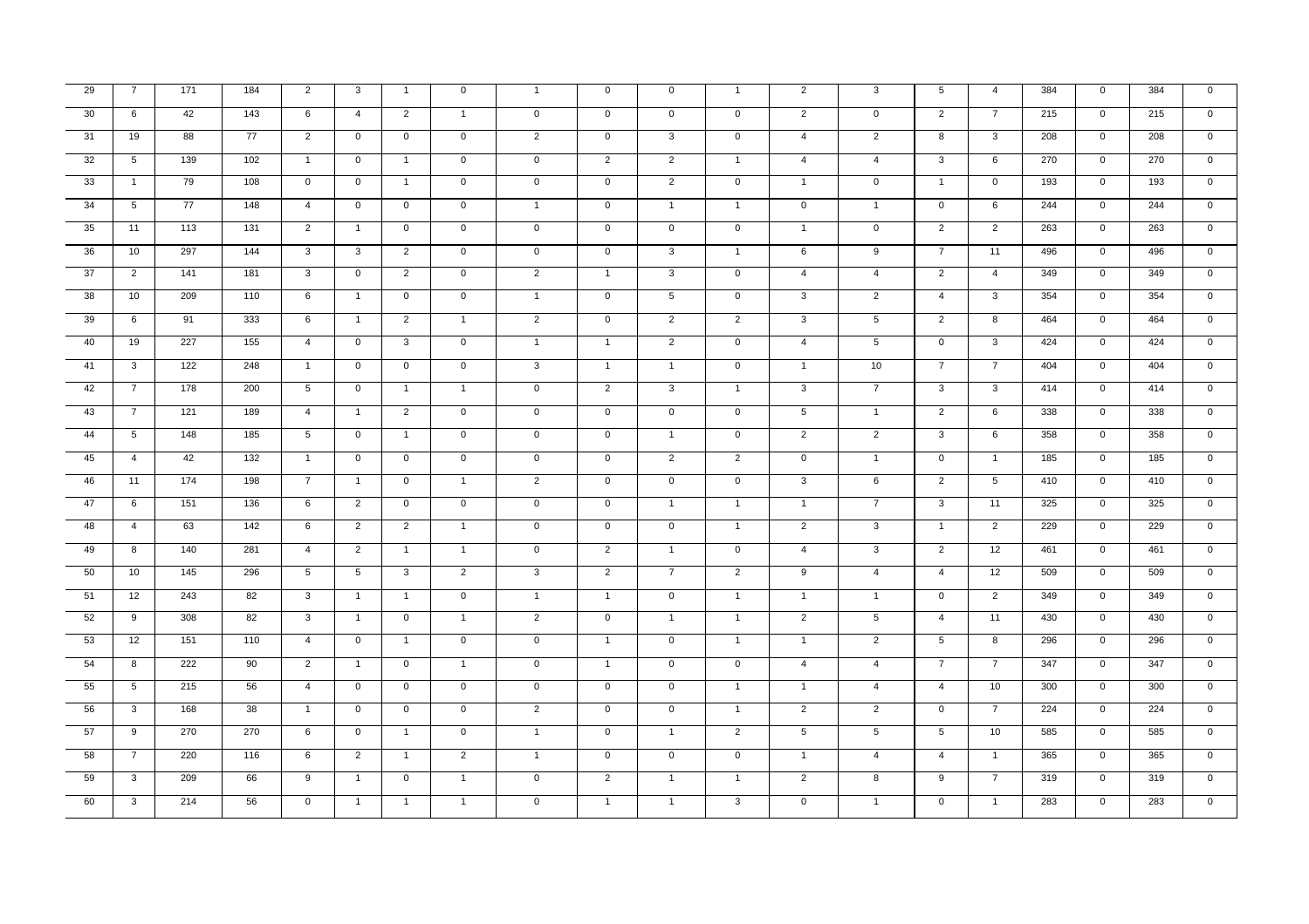| 29 | 7 | 171 | 184 | 2 | 3 | 1 | 0 | 1 | 0 | 0 | 1 | 2 | 3 | 5 | 4 | 384 | 0 | 384 | 0 |
|---|---|---|---|---|---|---|---|---|---|---|---|---|---|---|---|---|---|---|---|
| 30 | 6 | 42 | 143 | 6 | 4 | 2 | 1 | 0 | 0 | 0 | 0 | 2 | 0 | 2 | 7 | 215 | 0 | 215 | 0 |
| 31 | 19 | 88 | 77 | 2 | 0 | 0 | 0 | 2 | 0 | 3 | 0 | 4 | 2 | 8 | 3 | 208 | 0 | 208 | 0 |
| 32 | 5 | 139 | 102 | 1 | 0 | 1 | 0 | 0 | 2 | 2 | 1 | 4 | 4 | 3 | 6 | 270 | 0 | 270 | 0 |
| 33 | 1 | 79 | 108 | 0 | 0 | 1 | 0 | 0 | 0 | 2 | 0 | 1 | 0 | 1 | 0 | 193 | 0 | 193 | 0 |
| 34 | 5 | 77 | 148 | 4 | 0 | 0 | 0 | 1 | 0 | 1 | 1 | 0 | 1 | 0 | 6 | 244 | 0 | 244 | 0 |
| 35 | 11 | 113 | 131 | 2 | 1 | 0 | 0 | 0 | 0 | 0 | 0 | 1 | 0 | 2 | 2 | 263 | 0 | 263 | 0 |
| 36 | 10 | 297 | 144 | 3 | 3 | 2 | 0 | 0 | 0 | 3 | 1 | 6 | 9 | 7 | 11 | 496 | 0 | 496 | 0 |
| 37 | 2 | 141 | 181 | 3 | 0 | 2 | 0 | 2 | 1 | 3 | 0 | 4 | 4 | 2 | 4 | 349 | 0 | 349 | 0 |
| 38 | 10 | 209 | 110 | 6 | 1 | 0 | 0 | 1 | 0 | 5 | 0 | 3 | 2 | 4 | 3 | 354 | 0 | 354 | 0 |
| 39 | 6 | 91 | 333 | 6 | 1 | 2 | 1 | 2 | 0 | 2 | 2 | 3 | 5 | 2 | 8 | 464 | 0 | 464 | 0 |
| 40 | 19 | 227 | 155 | 4 | 0 | 3 | 0 | 1 | 1 | 2 | 0 | 4 | 5 | 0 | 3 | 424 | 0 | 424 | 0 |
| 41 | 3 | 122 | 248 | 1 | 0 | 0 | 0 | 3 | 1 | 1 | 0 | 1 | 10 | 7 | 7 | 404 | 0 | 404 | 0 |
| 42 | 7 | 178 | 200 | 5 | 0 | 1 | 1 | 0 | 2 | 3 | 1 | 3 | 7 | 3 | 3 | 414 | 0 | 414 | 0 |
| 43 | 7 | 121 | 189 | 4 | 1 | 2 | 0 | 0 | 0 | 0 | 0 | 5 | 1 | 2 | 6 | 338 | 0 | 338 | 0 |
| 44 | 5 | 148 | 185 | 5 | 0 | 1 | 0 | 0 | 0 | 1 | 0 | 2 | 2 | 3 | 6 | 358 | 0 | 358 | 0 |
| 45 | 4 | 42 | 132 | 1 | 0 | 0 | 0 | 0 | 0 | 2 | 2 | 0 | 1 | 0 | 1 | 185 | 0 | 185 | 0 |
| 46 | 11 | 174 | 198 | 7 | 1 | 0 | 1 | 2 | 0 | 0 | 0 | 3 | 6 | 2 | 5 | 410 | 0 | 410 | 0 |
| 47 | 6 | 151 | 136 | 6 | 2 | 0 | 0 | 0 | 0 | 1 | 1 | 1 | 7 | 3 | 11 | 325 | 0 | 325 | 0 |
| 48 | 4 | 63 | 142 | 6 | 2 | 2 | 1 | 0 | 0 | 0 | 1 | 2 | 3 | 1 | 2 | 229 | 0 | 229 | 0 |
| 49 | 8 | 140 | 281 | 4 | 2 | 1 | 1 | 0 | 2 | 1 | 0 | 4 | 3 | 2 | 12 | 461 | 0 | 461 | 0 |
| 50 | 10 | 145 | 296 | 5 | 5 | 3 | 2 | 3 | 2 | 7 | 2 | 9 | 4 | 4 | 12 | 509 | 0 | 509 | 0 |
| 51 | 12 | 243 | 82 | 3 | 1 | 1 | 0 | 1 | 1 | 0 | 1 | 1 | 1 | 0 | 2 | 349 | 0 | 349 | 0 |
| 52 | 9 | 308 | 82 | 3 | 1 | 0 | 1 | 2 | 0 | 1 | 1 | 2 | 5 | 4 | 11 | 430 | 0 | 430 | 0 |
| 53 | 12 | 151 | 110 | 4 | 0 | 1 | 0 | 0 | 1 | 0 | 1 | 1 | 2 | 5 | 8 | 296 | 0 | 296 | 0 |
| 54 | 8 | 222 | 90 | 2 | 1 | 0 | 1 | 0 | 1 | 0 | 0 | 4 | 4 | 7 | 7 | 347 | 0 | 347 | 0 |
| 55 | 5 | 215 | 56 | 4 | 0 | 0 | 0 | 0 | 0 | 0 | 1 | 1 | 4 | 4 | 10 | 300 | 0 | 300 | 0 |
| 56 | 3 | 168 | 38 | 1 | 0 | 0 | 0 | 2 | 0 | 0 | 1 | 2 | 2 | 0 | 7 | 224 | 0 | 224 | 0 |
| 57 | 9 | 270 | 270 | 6 | 0 | 1 | 0 | 1 | 0 | 1 | 2 | 5 | 5 | 5 | 10 | 585 | 0 | 585 | 0 |
| 58 | 7 | 220 | 116 | 6 | 2 | 1 | 2 | 1 | 0 | 0 | 0 | 1 | 4 | 4 | 1 | 365 | 0 | 365 | 0 |
| 59 | 3 | 209 | 66 | 9 | 1 | 0 | 1 | 0 | 2 | 1 | 1 | 2 | 8 | 9 | 7 | 319 | 0 | 319 | 0 |
| 60 | 3 | 214 | 56 | 0 | 1 | 1 | 1 | 0 | 1 | 1 | 3 | 0 | 1 | 0 | 1 | 283 | 0 | 283 | 0 |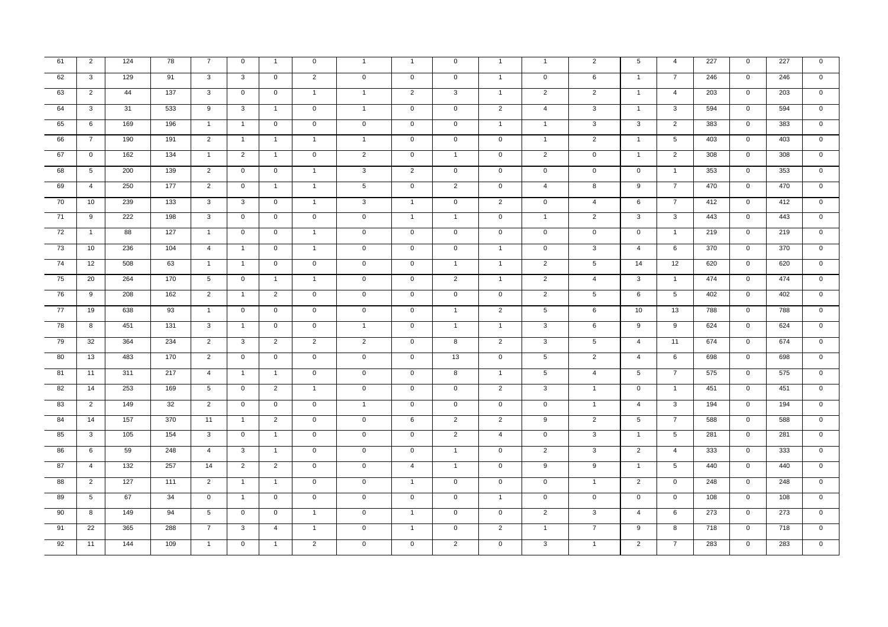| 61 | 2 | 124 | 78 | 7 | 0 | 1 | 0 | 1 | 1 | 0 | 1 | 1 | 2 | 5 | 4 | 227 | 0 | 227 | 0 |
|---|---|---|---|---|---|---|---|---|---|---|---|---|---|---|---|---|---|---|---|
| 62 | 3 | 129 | 91 | 3 | 3 | 0 | 2 | 0 | 0 | 0 | 1 | 0 | 6 | 1 | 7 | 246 | 0 | 246 | 0 |
| 63 | 2 | 44 | 137 | 3 | 0 | 0 | 1 | 1 | 2 | 3 | 1 | 2 | 2 | 1 | 4 | 203 | 0 | 203 | 0 |
| 64 | 3 | 31 | 533 | 9 | 3 | 1 | 0 | 1 | 0 | 0 | 2 | 4 | 3 | 1 | 3 | 594 | 0 | 594 | 0 |
| 65 | 6 | 169 | 196 | 1 | 1 | 0 | 0 | 0 | 0 | 0 | 1 | 1 | 3 | 3 | 2 | 383 | 0 | 383 | 0 |
| 66 | 7 | 190 | 191 | 2 | 1 | 1 | 1 | 1 | 0 | 0 | 0 | 1 | 2 | 1 | 5 | 403 | 0 | 403 | 0 |
| 67 | 0 | 162 | 134 | 1 | 2 | 1 | 0 | 2 | 0 | 1 | 0 | 2 | 0 | 1 | 2 | 308 | 0 | 308 | 0 |
| 68 | 5 | 200 | 139 | 2 | 0 | 0 | 1 | 3 | 2 | 0 | 0 | 0 | 0 | 0 | 1 | 353 | 0 | 353 | 0 |
| 69 | 4 | 250 | 177 | 2 | 0 | 1 | 1 | 5 | 0 | 2 | 0 | 4 | 8 | 9 | 7 | 470 | 0 | 470 | 0 |
| 70 | 10 | 239 | 133 | 3 | 3 | 0 | 1 | 3 | 1 | 0 | 2 | 0 | 4 | 6 | 7 | 412 | 0 | 412 | 0 |
| 71 | 9 | 222 | 198 | 3 | 0 | 0 | 0 | 0 | 1 | 1 | 0 | 1 | 2 | 3 | 3 | 443 | 0 | 443 | 0 |
| 72 | 1 | 88 | 127 | 1 | 0 | 0 | 1 | 0 | 0 | 0 | 0 | 0 | 0 | 0 | 1 | 219 | 0 | 219 | 0 |
| 73 | 10 | 236 | 104 | 4 | 1 | 0 | 1 | 0 | 0 | 0 | 1 | 0 | 3 | 4 | 6 | 370 | 0 | 370 | 0 |
| 74 | 12 | 508 | 63 | 1 | 1 | 0 | 0 | 0 | 0 | 1 | 1 | 2 | 5 | 14 | 12 | 620 | 0 | 620 | 0 |
| 75 | 20 | 264 | 170 | 5 | 0 | 1 | 1 | 0 | 0 | 2 | 1 | 2 | 4 | 3 | 1 | 474 | 0 | 474 | 0 |
| 76 | 9 | 208 | 162 | 2 | 1 | 2 | 0 | 0 | 0 | 0 | 0 | 2 | 5 | 6 | 5 | 402 | 0 | 402 | 0 |
| 77 | 19 | 638 | 93 | 1 | 0 | 0 | 0 | 0 | 0 | 1 | 2 | 5 | 6 | 10 | 13 | 788 | 0 | 788 | 0 |
| 78 | 8 | 451 | 131 | 3 | 1 | 0 | 0 | 1 | 0 | 1 | 1 | 3 | 6 | 9 | 9 | 624 | 0 | 624 | 0 |
| 79 | 32 | 364 | 234 | 2 | 3 | 2 | 2 | 2 | 0 | 8 | 2 | 3 | 5 | 4 | 11 | 674 | 0 | 674 | 0 |
| 80 | 13 | 483 | 170 | 2 | 0 | 0 | 0 | 0 | 0 | 13 | 0 | 5 | 2 | 4 | 6 | 698 | 0 | 698 | 0 |
| 81 | 11 | 311 | 217 | 4 | 1 | 1 | 0 | 0 | 0 | 8 | 1 | 5 | 4 | 5 | 7 | 575 | 0 | 575 | 0 |
| 82 | 14 | 253 | 169 | 5 | 0 | 2 | 1 | 0 | 0 | 0 | 2 | 3 | 1 | 0 | 1 | 451 | 0 | 451 | 0 |
| 83 | 2 | 149 | 32 | 2 | 0 | 0 | 0 | 1 | 0 | 0 | 0 | 0 | 1 | 4 | 3 | 194 | 0 | 194 | 0 |
| 84 | 14 | 157 | 370 | 11 | 1 | 2 | 0 | 0 | 6 | 2 | 2 | 9 | 2 | 5 | 7 | 588 | 0 | 588 | 0 |
| 85 | 3 | 105 | 154 | 3 | 0 | 1 | 0 | 0 | 0 | 2 | 4 | 0 | 3 | 1 | 5 | 281 | 0 | 281 | 0 |
| 86 | 6 | 59 | 248 | 4 | 3 | 1 | 0 | 0 | 0 | 1 | 0 | 2 | 3 | 2 | 4 | 333 | 0 | 333 | 0 |
| 87 | 4 | 132 | 257 | 14 | 2 | 2 | 0 | 0 | 4 | 1 | 0 | 9 | 9 | 1 | 5 | 440 | 0 | 440 | 0 |
| 88 | 2 | 127 | 111 | 2 | 1 | 1 | 0 | 0 | 1 | 0 | 0 | 0 | 1 | 2 | 0 | 248 | 0 | 248 | 0 |
| 89 | 5 | 67 | 34 | 0 | 1 | 0 | 0 | 0 | 0 | 0 | 1 | 0 | 0 | 0 | 0 | 108 | 0 | 108 | 0 |
| 90 | 8 | 149 | 94 | 5 | 0 | 0 | 1 | 0 | 1 | 0 | 0 | 2 | 3 | 4 | 6 | 273 | 0 | 273 | 0 |
| 91 | 22 | 365 | 288 | 7 | 3 | 4 | 1 | 0 | 1 | 0 | 2 | 1 | 7 | 9 | 8 | 718 | 0 | 718 | 0 |
| 92 | 11 | 144 | 109 | 1 | 0 | 1 | 2 | 0 | 0 | 2 | 0 | 3 | 1 | 2 | 7 | 283 | 0 | 283 | 0 |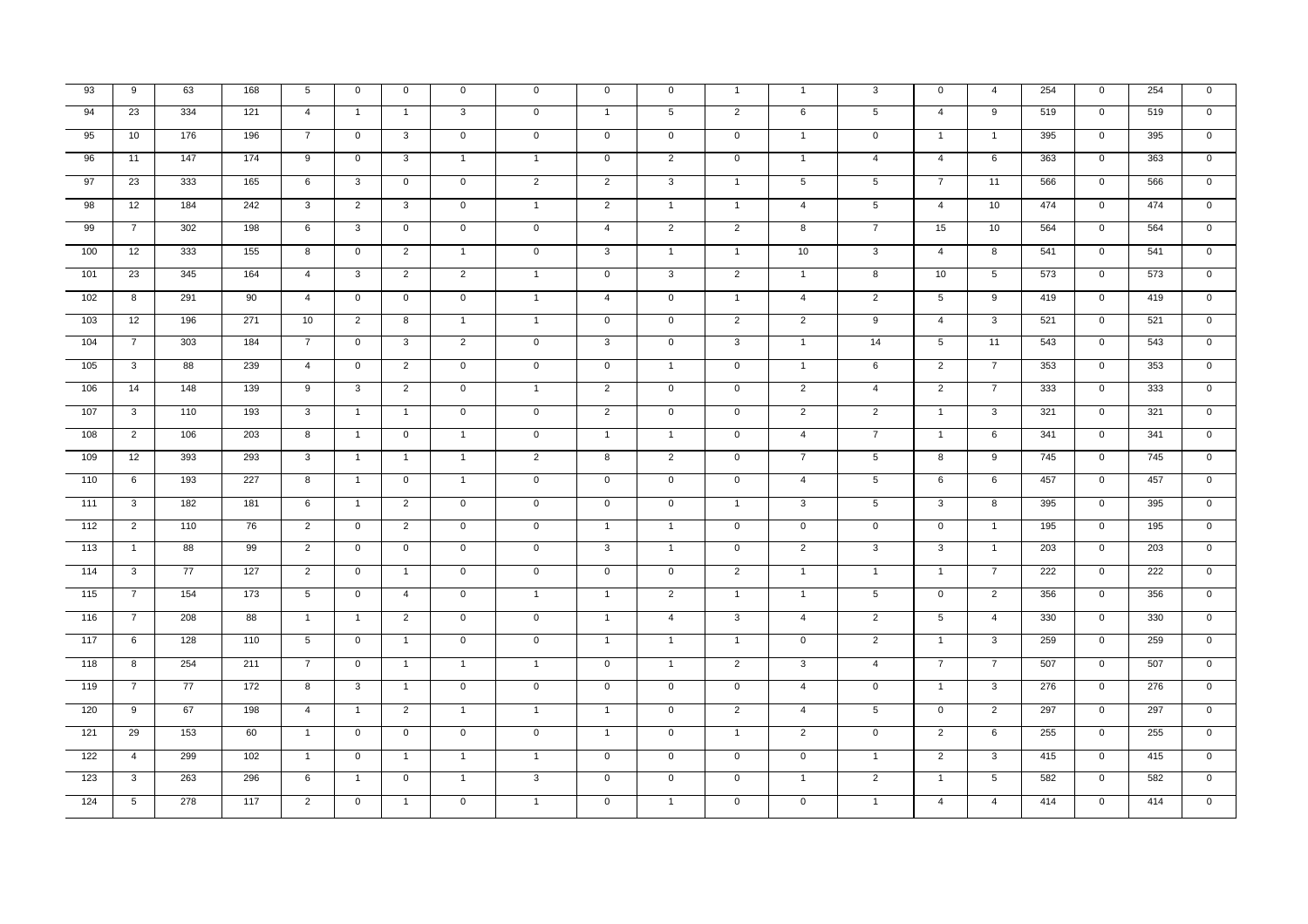| 93 | 9 | 63 | 168 | 5 | 0 | 0 | 0 | 0 | 0 | 0 | 1 | 1 | 3 | 0 | 4 | 254 | 0 | 254 | 0 |
|---|---|---|---|---|---|---|---|---|---|---|---|---|---|---|---|---|---|---|---|
| 94 | 23 | 334 | 121 | 4 | 1 | 1 | 3 | 0 | 1 | 5 | 2 | 6 | 5 | 4 | 9 | 519 | 0 | 519 | 0 |
| 95 | 10 | 176 | 196 | 7 | 0 | 3 | 0 | 0 | 0 | 0 | 0 | 1 | 0 | 1 | 1 | 395 | 0 | 395 | 0 |
| 96 | 11 | 147 | 174 | 9 | 0 | 3 | 1 | 1 | 0 | 2 | 0 | 1 | 4 | 4 | 6 | 363 | 0 | 363 | 0 |
| 97 | 23 | 333 | 165 | 6 | 3 | 0 | 0 | 2 | 2 | 3 | 1 | 5 | 5 | 7 | 11 | 566 | 0 | 566 | 0 |
| 98 | 12 | 184 | 242 | 3 | 2 | 3 | 0 | 1 | 2 | 1 | 1 | 4 | 5 | 4 | 10 | 474 | 0 | 474 | 0 |
| 99 | 7 | 302 | 198 | 6 | 3 | 0 | 0 | 0 | 4 | 2 | 2 | 8 | 7 | 15 | 10 | 564 | 0 | 564 | 0 |
| 100 | 12 | 333 | 155 | 8 | 0 | 2 | 1 | 0 | 3 | 1 | 1 | 10 | 3 | 4 | 8 | 541 | 0 | 541 | 0 |
| 101 | 23 | 345 | 164 | 4 | 3 | 2 | 2 | 1 | 0 | 3 | 2 | 1 | 8 | 10 | 5 | 573 | 0 | 573 | 0 |
| 102 | 8 | 291 | 90 | 4 | 0 | 0 | 0 | 1 | 4 | 0 | 1 | 4 | 2 | 5 | 9 | 419 | 0 | 419 | 0 |
| 103 | 12 | 196 | 271 | 10 | 2 | 8 | 1 | 1 | 0 | 0 | 2 | 2 | 9 | 4 | 3 | 521 | 0 | 521 | 0 |
| 104 | 7 | 303 | 184 | 7 | 0 | 3 | 2 | 0 | 3 | 0 | 3 | 1 | 14 | 5 | 11 | 543 | 0 | 543 | 0 |
| 105 | 3 | 88 | 239 | 4 | 0 | 2 | 0 | 0 | 0 | 1 | 0 | 1 | 6 | 2 | 7 | 353 | 0 | 353 | 0 |
| 106 | 14 | 148 | 139 | 9 | 3 | 2 | 0 | 1 | 2 | 0 | 0 | 2 | 4 | 2 | 7 | 333 | 0 | 333 | 0 |
| 107 | 3 | 110 | 193 | 3 | 1 | 1 | 0 | 0 | 2 | 0 | 0 | 2 | 2 | 1 | 3 | 321 | 0 | 321 | 0 |
| 108 | 2 | 106 | 203 | 8 | 1 | 0 | 1 | 0 | 1 | 1 | 0 | 4 | 7 | 1 | 6 | 341 | 0 | 341 | 0 |
| 109 | 12 | 393 | 293 | 3 | 1 | 1 | 1 | 2 | 8 | 2 | 0 | 7 | 5 | 8 | 9 | 745 | 0 | 745 | 0 |
| 110 | 6 | 193 | 227 | 8 | 1 | 0 | 1 | 0 | 0 | 0 | 0 | 4 | 5 | 6 | 6 | 457 | 0 | 457 | 0 |
| 111 | 3 | 182 | 181 | 6 | 1 | 2 | 0 | 0 | 0 | 0 | 1 | 3 | 5 | 3 | 8 | 395 | 0 | 395 | 0 |
| 112 | 2 | 110 | 76 | 2 | 0 | 2 | 0 | 0 | 1 | 1 | 0 | 0 | 0 | 0 | 1 | 195 | 0 | 195 | 0 |
| 113 | 1 | 88 | 99 | 2 | 0 | 0 | 0 | 0 | 3 | 1 | 0 | 2 | 3 | 3 | 1 | 203 | 0 | 203 | 0 |
| 114 | 3 | 77 | 127 | 2 | 0 | 1 | 0 | 0 | 0 | 0 | 2 | 1 | 1 | 1 | 7 | 222 | 0 | 222 | 0 |
| 115 | 7 | 154 | 173 | 5 | 0 | 4 | 0 | 1 | 1 | 2 | 1 | 1 | 5 | 0 | 2 | 356 | 0 | 356 | 0 |
| 116 | 7 | 208 | 88 | 1 | 1 | 2 | 0 | 0 | 1 | 4 | 3 | 4 | 2 | 5 | 4 | 330 | 0 | 330 | 0 |
| 117 | 6 | 128 | 110 | 5 | 0 | 1 | 0 | 0 | 1 | 1 | 1 | 0 | 2 | 1 | 3 | 259 | 0 | 259 | 0 |
| 118 | 8 | 254 | 211 | 7 | 0 | 1 | 1 | 1 | 0 | 1 | 2 | 3 | 4 | 7 | 7 | 507 | 0 | 507 | 0 |
| 119 | 7 | 77 | 172 | 8 | 3 | 1 | 0 | 0 | 0 | 0 | 0 | 4 | 0 | 1 | 3 | 276 | 0 | 276 | 0 |
| 120 | 9 | 67 | 198 | 4 | 1 | 2 | 1 | 1 | 1 | 0 | 2 | 4 | 5 | 0 | 2 | 297 | 0 | 297 | 0 |
| 121 | 29 | 153 | 60 | 1 | 0 | 0 | 0 | 0 | 1 | 0 | 1 | 2 | 0 | 2 | 6 | 255 | 0 | 255 | 0 |
| 122 | 4 | 299 | 102 | 1 | 0 | 1 | 1 | 1 | 0 | 0 | 0 | 0 | 1 | 2 | 3 | 415 | 0 | 415 | 0 |
| 123 | 3 | 263 | 296 | 6 | 1 | 0 | 1 | 3 | 0 | 0 | 0 | 1 | 2 | 1 | 5 | 582 | 0 | 582 | 0 |
| 124 | 5 | 278 | 117 | 2 | 0 | 1 | 0 | 1 | 0 | 1 | 0 | 0 | 1 | 4 | 4 | 414 | 0 | 414 | 0 |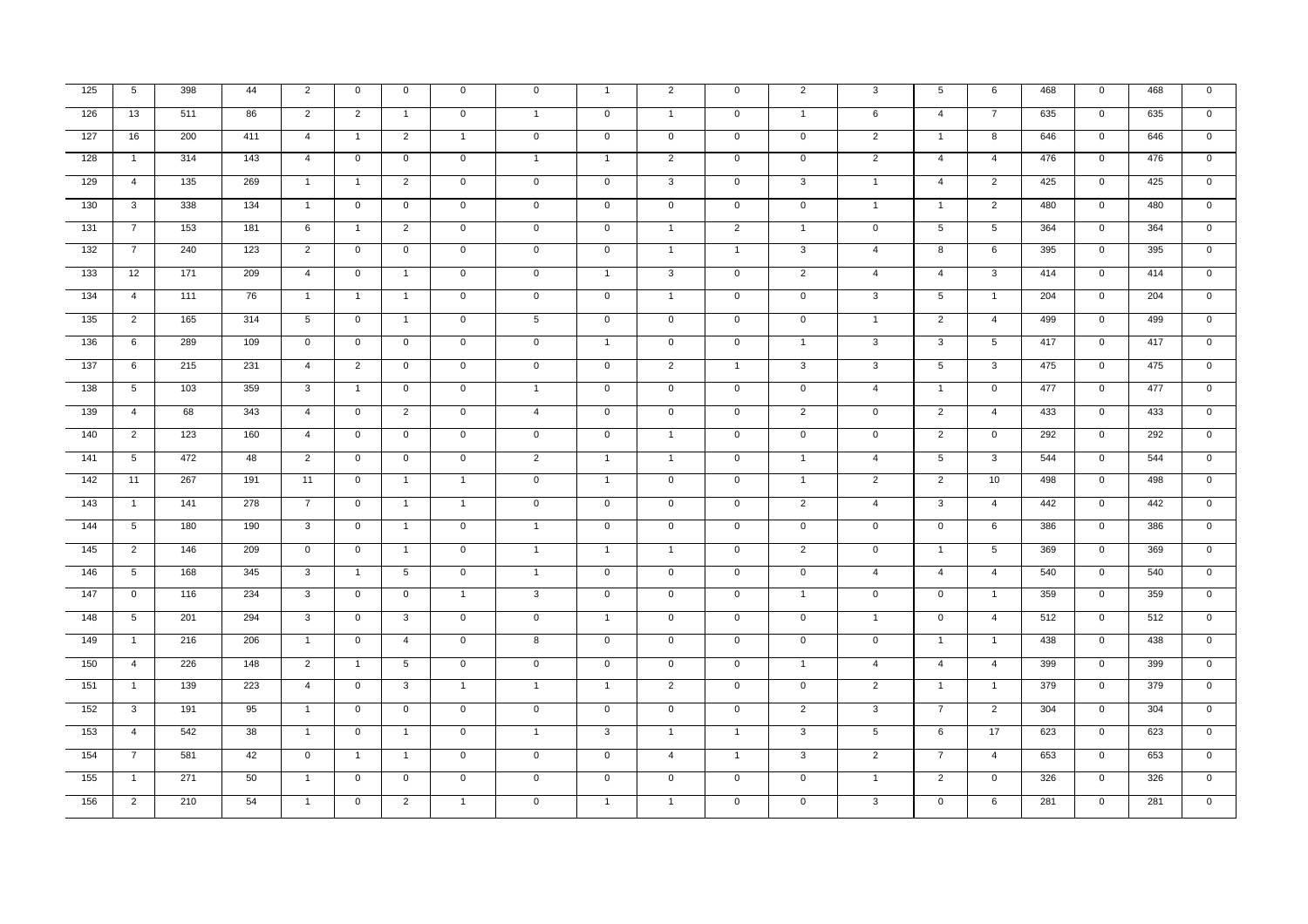| | | | | | | | | | | | | | | | | | | | |
|---|---|---|---|---|---|---|---|---|---|---|---|---|---|---|---|---|---|---|---|
| 125 | 5 | 398 | 44 | 2 | 0 | 0 | 0 | 0 | 1 | 2 | 0 | 2 | 3 | 5 | 6 | 468 | 0 | 468 | 0 |
| 126 | 13 | 511 | 86 | 2 | 2 | 1 | 0 | 1 | 0 | 1 | 0 | 1 | 6 | 4 | 7 | 635 | 0 | 635 | 0 |
| 127 | 16 | 200 | 411 | 4 | 1 | 2 | 1 | 0 | 0 | 0 | 0 | 0 | 2 | 1 | 8 | 646 | 0 | 646 | 0 |
| 128 | 1 | 314 | 143 | 4 | 0 | 0 | 0 | 1 | 1 | 2 | 0 | 0 | 2 | 4 | 4 | 476 | 0 | 476 | 0 |
| 129 | 4 | 135 | 269 | 1 | 1 | 2 | 0 | 0 | 0 | 3 | 0 | 3 | 1 | 4 | 2 | 425 | 0 | 425 | 0 |
| 130 | 3 | 338 | 134 | 1 | 0 | 0 | 0 | 0 | 0 | 0 | 0 | 0 | 1 | 1 | 2 | 480 | 0 | 480 | 0 |
| 131 | 7 | 153 | 181 | 6 | 1 | 2 | 0 | 0 | 0 | 1 | 2 | 1 | 0 | 5 | 5 | 364 | 0 | 364 | 0 |
| 132 | 7 | 240 | 123 | 2 | 0 | 0 | 0 | 0 | 0 | 1 | 1 | 3 | 4 | 8 | 6 | 395 | 0 | 395 | 0 |
| 133 | 12 | 171 | 209 | 4 | 0 | 1 | 0 | 0 | 1 | 3 | 0 | 2 | 4 | 4 | 3 | 414 | 0 | 414 | 0 |
| 134 | 4 | 111 | 76 | 1 | 1 | 1 | 0 | 0 | 0 | 1 | 0 | 0 | 3 | 5 | 1 | 204 | 0 | 204 | 0 |
| 135 | 2 | 165 | 314 | 5 | 0 | 1 | 0 | 5 | 0 | 0 | 0 | 0 | 1 | 2 | 4 | 499 | 0 | 499 | 0 |
| 136 | 6 | 289 | 109 | 0 | 0 | 0 | 0 | 0 | 1 | 0 | 0 | 1 | 3 | 3 | 5 | 417 | 0 | 417 | 0 |
| 137 | 6 | 215 | 231 | 4 | 2 | 0 | 0 | 0 | 0 | 2 | 1 | 3 | 3 | 5 | 3 | 475 | 0 | 475 | 0 |
| 138 | 5 | 103 | 359 | 3 | 1 | 0 | 0 | 1 | 0 | 0 | 0 | 0 | 4 | 1 | 0 | 477 | 0 | 477 | 0 |
| 139 | 4 | 68 | 343 | 4 | 0 | 2 | 0 | 4 | 0 | 0 | 0 | 2 | 0 | 2 | 4 | 433 | 0 | 433 | 0 |
| 140 | 2 | 123 | 160 | 4 | 0 | 0 | 0 | 0 | 0 | 1 | 0 | 0 | 0 | 2 | 0 | 292 | 0 | 292 | 0 |
| 141 | 5 | 472 | 48 | 2 | 0 | 0 | 0 | 2 | 1 | 1 | 0 | 1 | 4 | 5 | 3 | 544 | 0 | 544 | 0 |
| 142 | 11 | 267 | 191 | 11 | 0 | 1 | 1 | 0 | 1 | 0 | 0 | 1 | 2 | 2 | 10 | 498 | 0 | 498 | 0 |
| 143 | 1 | 141 | 278 | 7 | 0 | 1 | 1 | 0 | 0 | 0 | 0 | 2 | 4 | 3 | 4 | 442 | 0 | 442 | 0 |
| 144 | 5 | 180 | 190 | 3 | 0 | 1 | 0 | 1 | 0 | 0 | 0 | 0 | 0 | 0 | 6 | 386 | 0 | 386 | 0 |
| 145 | 2 | 146 | 209 | 0 | 0 | 1 | 0 | 1 | 1 | 1 | 0 | 2 | 0 | 1 | 5 | 369 | 0 | 369 | 0 |
| 146 | 5 | 168 | 345 | 3 | 1 | 5 | 0 | 1 | 0 | 0 | 0 | 0 | 4 | 4 | 4 | 540 | 0 | 540 | 0 |
| 147 | 0 | 116 | 234 | 3 | 0 | 0 | 1 | 3 | 0 | 0 | 0 | 1 | 0 | 0 | 1 | 359 | 0 | 359 | 0 |
| 148 | 5 | 201 | 294 | 3 | 0 | 3 | 0 | 0 | 1 | 0 | 0 | 0 | 1 | 0 | 4 | 512 | 0 | 512 | 0 |
| 149 | 1 | 216 | 206 | 1 | 0 | 4 | 0 | 8 | 0 | 0 | 0 | 0 | 0 | 1 | 1 | 438 | 0 | 438 | 0 |
| 150 | 4 | 226 | 148 | 2 | 1 | 5 | 0 | 0 | 0 | 0 | 0 | 1 | 4 | 4 | 4 | 399 | 0 | 399 | 0 |
| 151 | 1 | 139 | 223 | 4 | 0 | 3 | 1 | 1 | 1 | 2 | 0 | 0 | 2 | 1 | 1 | 379 | 0 | 379 | 0 |
| 152 | 3 | 191 | 95 | 1 | 0 | 0 | 0 | 0 | 0 | 0 | 0 | 2 | 3 | 7 | 2 | 304 | 0 | 304 | 0 |
| 153 | 4 | 542 | 38 | 1 | 0 | 1 | 0 | 1 | 3 | 1 | 1 | 3 | 5 | 6 | 17 | 623 | 0 | 623 | 0 |
| 154 | 7 | 581 | 42 | 0 | 1 | 1 | 0 | 0 | 0 | 4 | 1 | 3 | 2 | 7 | 4 | 653 | 0 | 653 | 0 |
| 155 | 1 | 271 | 50 | 1 | 0 | 0 | 0 | 0 | 0 | 0 | 0 | 0 | 1 | 2 | 0 | 326 | 0 | 326 | 0 |
| 156 | 2 | 210 | 54 | 1 | 0 | 2 | 1 | 0 | 1 | 1 | 0 | 0 | 3 | 0 | 6 | 281 | 0 | 281 | 0 |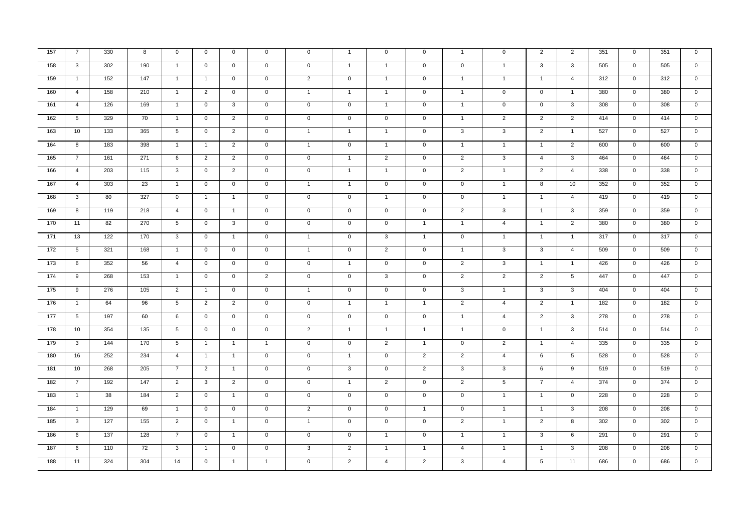| 157 | 7 | 330 | 8 | 0 | 0 | 0 | 0 | 0 | 1 | 0 | 0 | 1 | 0 | 2 | 2 | 351 | 0 | 351 | 0 |
|---|---|---|---|---|---|---|---|---|---|---|---|---|---|---|---|---|---|---|---|
| 158 | 3 | 302 | 190 | 1 | 0 | 0 | 0 | 0 | 1 | 1 | 0 | 0 | 1 | 3 | 3 | 505 | 0 | 505 | 0 |
| 159 | 1 | 152 | 147 | 1 | 1 | 0 | 0 | 2 | 0 | 1 | 0 | 1 | 1 | 1 | 4 | 312 | 0 | 312 | 0 |
| 160 | 4 | 158 | 210 | 1 | 2 | 0 | 0 | 1 | 1 | 1 | 0 | 1 | 0 | 0 | 1 | 380 | 0 | 380 | 0 |
| 161 | 4 | 126 | 169 | 1 | 0 | 3 | 0 | 0 | 0 | 1 | 0 | 1 | 0 | 0 | 3 | 308 | 0 | 308 | 0 |
| 162 | 5 | 329 | 70 | 1 | 0 | 2 | 0 | 0 | 0 | 0 | 0 | 1 | 2 | 2 | 2 | 414 | 0 | 414 | 0 |
| 163 | 10 | 133 | 365 | 5 | 0 | 2 | 0 | 1 | 1 | 1 | 0 | 3 | 3 | 2 | 1 | 527 | 0 | 527 | 0 |
| 164 | 8 | 183 | 398 | 1 | 1 | 2 | 0 | 1 | 0 | 1 | 0 | 1 | 1 | 1 | 2 | 600 | 0 | 600 | 0 |
| 165 | 7 | 161 | 271 | 6 | 2 | 2 | 0 | 0 | 1 | 2 | 0 | 2 | 3 | 4 | 3 | 464 | 0 | 464 | 0 |
| 166 | 4 | 203 | 115 | 3 | 0 | 2 | 0 | 0 | 1 | 1 | 0 | 2 | 1 | 2 | 4 | 338 | 0 | 338 | 0 |
| 167 | 4 | 303 | 23 | 1 | 0 | 0 | 0 | 1 | 1 | 0 | 0 | 0 | 1 | 8 | 10 | 352 | 0 | 352 | 0 |
| 168 | 3 | 80 | 327 | 0 | 1 | 1 | 0 | 0 | 0 | 1 | 0 | 0 | 1 | 1 | 4 | 419 | 0 | 419 | 0 |
| 169 | 8 | 119 | 218 | 4 | 0 | 1 | 0 | 0 | 0 | 0 | 0 | 2 | 3 | 1 | 3 | 359 | 0 | 359 | 0 |
| 170 | 11 | 82 | 270 | 5 | 0 | 3 | 0 | 0 | 0 | 0 | 1 | 1 | 4 | 1 | 2 | 380 | 0 | 380 | 0 |
| 171 | 13 | 122 | 170 | 3 | 0 | 1 | 0 | 1 | 0 | 3 | 1 | 0 | 1 | 1 | 1 | 317 | 0 | 317 | 0 |
| 172 | 5 | 321 | 168 | 1 | 0 | 0 | 0 | 1 | 0 | 2 | 0 | 1 | 3 | 3 | 4 | 509 | 0 | 509 | 0 |
| 173 | 6 | 352 | 56 | 4 | 0 | 0 | 0 | 0 | 1 | 0 | 0 | 2 | 3 | 1 | 1 | 426 | 0 | 426 | 0 |
| 174 | 9 | 268 | 153 | 1 | 0 | 0 | 2 | 0 | 0 | 3 | 0 | 2 | 2 | 2 | 5 | 447 | 0 | 447 | 0 |
| 175 | 9 | 276 | 105 | 2 | 1 | 0 | 0 | 1 | 0 | 0 | 0 | 3 | 1 | 3 | 3 | 404 | 0 | 404 | 0 |
| 176 | 1 | 64 | 96 | 5 | 2 | 2 | 0 | 0 | 1 | 1 | 1 | 2 | 4 | 2 | 1 | 182 | 0 | 182 | 0 |
| 177 | 5 | 197 | 60 | 6 | 0 | 0 | 0 | 0 | 0 | 0 | 0 | 1 | 4 | 2 | 3 | 278 | 0 | 278 | 0 |
| 178 | 10 | 354 | 135 | 5 | 0 | 0 | 0 | 2 | 1 | 1 | 1 | 1 | 0 | 1 | 3 | 514 | 0 | 514 | 0 |
| 179 | 3 | 144 | 170 | 5 | 1 | 1 | 1 | 0 | 0 | 2 | 1 | 0 | 2 | 1 | 4 | 335 | 0 | 335 | 0 |
| 180 | 16 | 252 | 234 | 4 | 1 | 1 | 0 | 0 | 1 | 0 | 2 | 2 | 4 | 6 | 5 | 528 | 0 | 528 | 0 |
| 181 | 10 | 268 | 205 | 7 | 2 | 1 | 0 | 0 | 3 | 0 | 2 | 3 | 3 | 6 | 9 | 519 | 0 | 519 | 0 |
| 182 | 7 | 192 | 147 | 2 | 3 | 2 | 0 | 0 | 1 | 2 | 0 | 2 | 5 | 7 | 4 | 374 | 0 | 374 | 0 |
| 183 | 1 | 38 | 184 | 2 | 0 | 1 | 0 | 0 | 0 | 0 | 0 | 0 | 1 | 1 | 0 | 228 | 0 | 228 | 0 |
| 184 | 1 | 129 | 69 | 1 | 0 | 0 | 0 | 2 | 0 | 0 | 1 | 0 | 1 | 1 | 3 | 208 | 0 | 208 | 0 |
| 185 | 3 | 127 | 155 | 2 | 0 | 1 | 0 | 1 | 0 | 0 | 0 | 2 | 1 | 2 | 8 | 302 | 0 | 302 | 0 |
| 186 | 6 | 137 | 128 | 7 | 0 | 1 | 0 | 0 | 0 | 1 | 0 | 1 | 1 | 3 | 6 | 291 | 0 | 291 | 0 |
| 187 | 6 | 110 | 72 | 3 | 1 | 0 | 0 | 3 | 2 | 1 | 1 | 4 | 1 | 1 | 3 | 208 | 0 | 208 | 0 |
| 188 | 11 | 324 | 304 | 14 | 0 | 1 | 1 | 0 | 2 | 4 | 2 | 3 | 4 | 5 | 11 | 686 | 0 | 686 | 0 |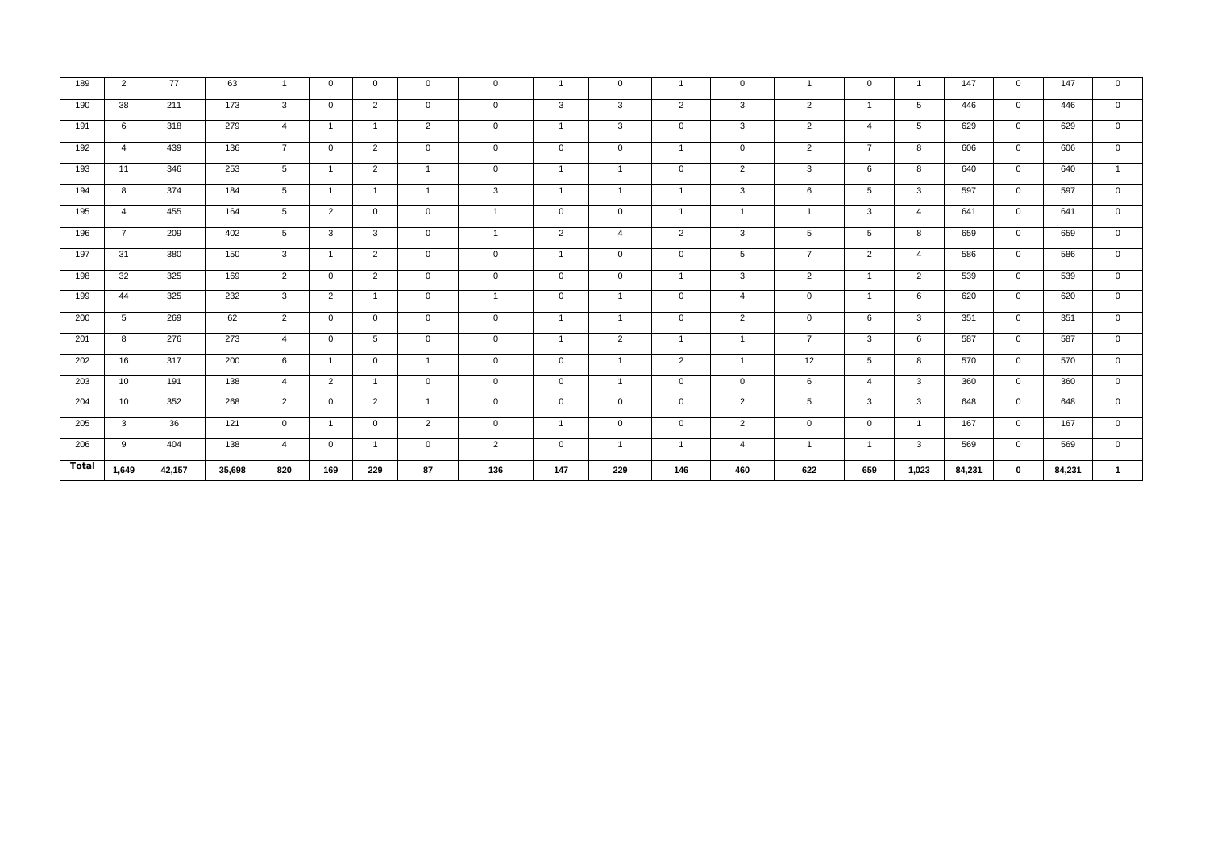| | | | | | | | | | | | | | | | | | | | |
|---|---|---|---|---|---|---|---|---|---|---|---|---|---|---|---|---|---|---|---|
| 189 | 2 | 77 | 63 | 1 | 0 | 0 | 0 | 0 | 1 | 0 | 1 | 0 | 1 | 0 | 1 | 147 | 0 | 147 | 0 |
| 190 | 38 | 211 | 173 | 3 | 0 | 2 | 0 | 0 | 3 | 3 | 2 | 3 | 2 | 1 | 5 | 446 | 0 | 446 | 0 |
| 191 | 6 | 318 | 279 | 4 | 1 | 1 | 2 | 0 | 1 | 3 | 0 | 3 | 2 | 4 | 5 | 629 | 0 | 629 | 0 |
| 192 | 4 | 439 | 136 | 7 | 0 | 2 | 0 | 0 | 0 | 0 | 1 | 0 | 2 | 7 | 8 | 606 | 0 | 606 | 0 |
| 193 | 11 | 346 | 253 | 5 | 1 | 2 | 1 | 0 | 1 | 1 | 0 | 2 | 3 | 6 | 8 | 640 | 0 | 640 | 1 |
| 194 | 8 | 374 | 184 | 5 | 1 | 1 | 1 | 3 | 1 | 1 | 1 | 3 | 6 | 5 | 3 | 597 | 0 | 597 | 0 |
| 195 | 4 | 455 | 164 | 5 | 2 | 0 | 0 | 1 | 0 | 0 | 1 | 1 | 1 | 3 | 4 | 641 | 0 | 641 | 0 |
| 196 | 7 | 209 | 402 | 5 | 3 | 3 | 0 | 1 | 2 | 4 | 2 | 3 | 5 | 5 | 8 | 659 | 0 | 659 | 0 |
| 197 | 31 | 380 | 150 | 3 | 1 | 2 | 0 | 0 | 1 | 0 | 0 | 5 | 7 | 2 | 4 | 586 | 0 | 586 | 0 |
| 198 | 32 | 325 | 169 | 2 | 0 | 2 | 0 | 0 | 0 | 0 | 1 | 3 | 2 | 1 | 2 | 539 | 0 | 539 | 0 |
| 199 | 44 | 325 | 232 | 3 | 2 | 1 | 0 | 1 | 0 | 1 | 0 | 4 | 0 | 1 | 6 | 620 | 0 | 620 | 0 |
| 200 | 5 | 269 | 62 | 2 | 0 | 0 | 0 | 0 | 1 | 1 | 0 | 2 | 0 | 6 | 3 | 351 | 0 | 351 | 0 |
| 201 | 8 | 276 | 273 | 4 | 0 | 5 | 0 | 0 | 1 | 2 | 1 | 1 | 7 | 3 | 6 | 587 | 0 | 587 | 0 |
| 202 | 16 | 317 | 200 | 6 | 1 | 0 | 1 | 0 | 0 | 1 | 2 | 1 | 12 | 5 | 8 | 570 | 0 | 570 | 0 |
| 203 | 10 | 191 | 138 | 4 | 2 | 1 | 0 | 0 | 0 | 1 | 0 | 0 | 6 | 4 | 3 | 360 | 0 | 360 | 0 |
| 204 | 10 | 352 | 268 | 2 | 0 | 2 | 1 | 0 | 0 | 0 | 0 | 2 | 5 | 3 | 3 | 648 | 0 | 648 | 0 |
| 205 | 3 | 36 | 121 | 0 | 1 | 0 | 2 | 0 | 1 | 0 | 0 | 2 | 0 | 0 | 1 | 167 | 0 | 167 | 0 |
| 206 | 9 | 404 | 138 | 4 | 0 | 1 | 0 | 2 | 0 | 1 | 1 | 4 | 1 | 1 | 3 | 569 | 0 | 569 | 0 |
| **Total** | **1,649** | **42,157** | **35,698** | **820** | **169** | **229** | **87** | **136** | **147** | **229** | **146** | **460** | **622** | **659** | **1,023** | **84,231** | **0** | **84,231** | **1** |